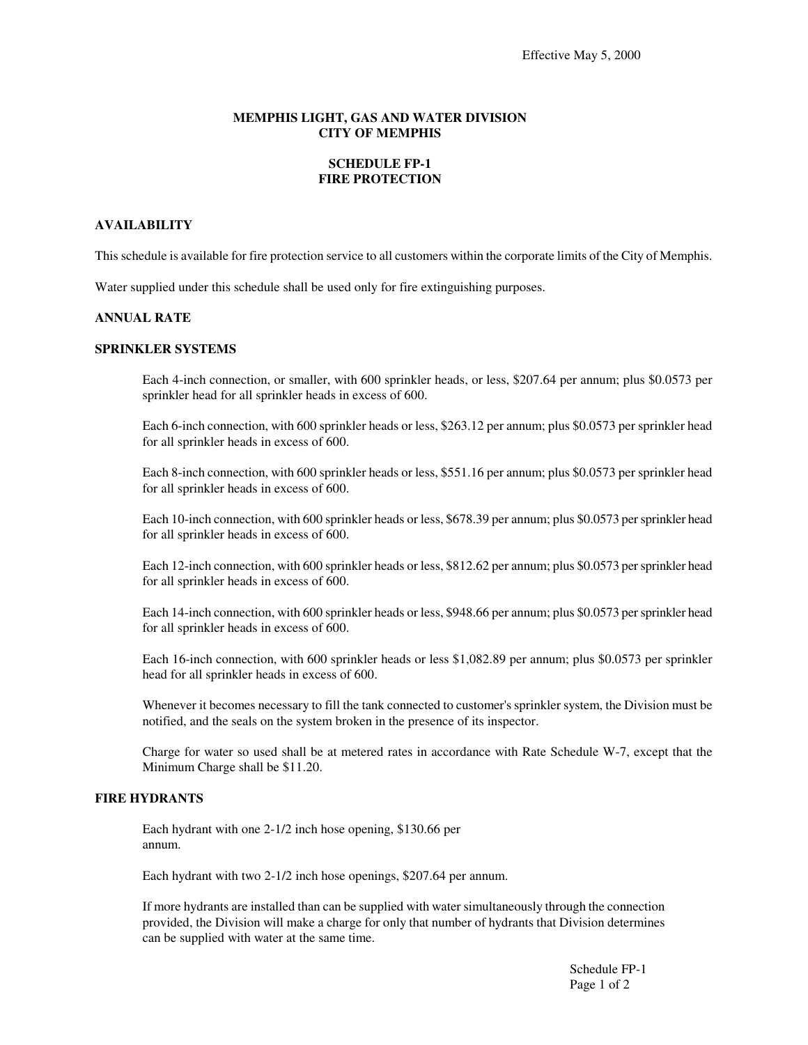Effective May 5, 2000

# MEMPHIS LIGHT, GAS AND WATER DIVISION
# CITY OF MEMPHIS

## SCHEDULE FP-1
## FIRE PROTECTION

### AVAILABILITY

This schedule is available for fire protection service to all customers within the corporate limits of the City of Memphis.

Water supplied under this schedule shall be used only for fire extinguishing purposes.

### ANNUAL RATE

### SPRINKLER SYSTEMS

Each 4-inch connection, or smaller, with 600 sprinkler heads, or less, $207.64 per annum; plus $0.0573 per sprinkler head for all sprinkler heads in excess of 600.

Each 6-inch connection, with 600 sprinkler heads or less, $263.12 per annum; plus $0.0573 per sprinkler head for all sprinkler heads in excess of 600.

Each 8-inch connection, with 600 sprinkler heads or less, $551.16 per annum; plus $0.0573 per sprinkler head for all sprinkler heads in excess of 600.

Each 10-inch connection, with 600 sprinkler heads or less, $678.39 per annum; plus $0.0573 per sprinkler head for all sprinkler heads in excess of 600.

Each 12-inch connection, with 600 sprinkler heads or less, $812.62 per annum; plus $0.0573 per sprinkler head for all sprinkler heads in excess of 600.

Each 14-inch connection, with 600 sprinkler heads or less, $948.66 per annum; plus $0.0573 per sprinkler head for all sprinkler heads in excess of 600.

Each 16-inch connection, with 600 sprinkler heads or less $1,082.89 per annum; plus $0.0573 per sprinkler head for all sprinkler heads in excess of 600.

Whenever it becomes necessary to fill the tank connected to customer's sprinkler system, the Division must be notified, and the seals on the system broken in the presence of its inspector.

Charge for water so used shall be at metered rates in accordance with Rate Schedule W-7, except that the Minimum Charge shall be $11.20.

### FIRE HYDRANTS

Each hydrant with one 2-1/2 inch hose opening, $130.66 per annum.

Each hydrant with two 2-1/2 inch hose openings, $207.64 per annum.

If more hydrants are installed than can be supplied with water simultaneously through the connection provided, the Division will make a charge for only that number of hydrants that Division determines can be supplied with water at the same time.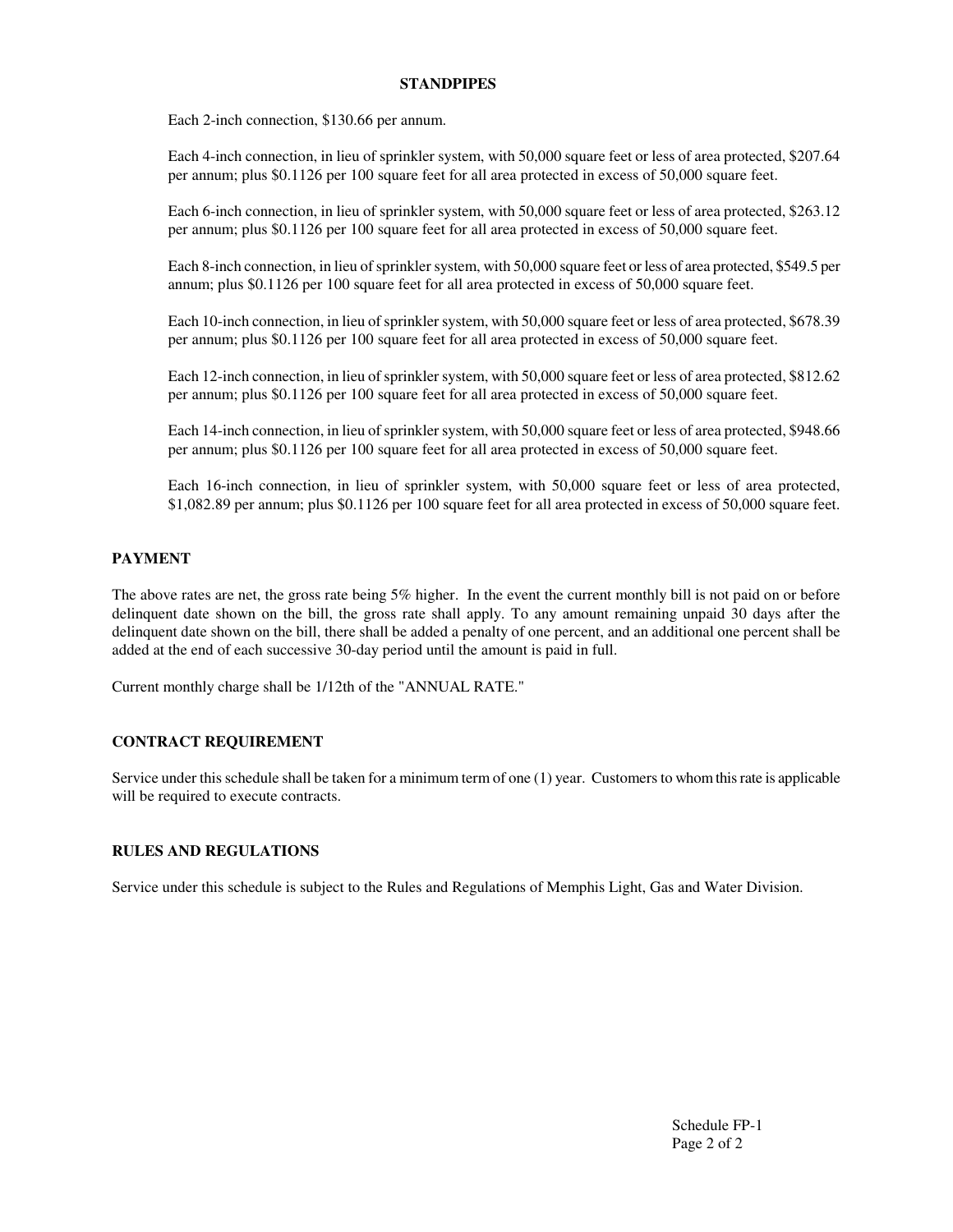## STANDPIPES

Each 2-inch connection, $130.66 per annum.

Each 4-inch connection, in lieu of sprinkler system, with 50,000 square feet or less of area protected, $207.64 per annum; plus $0.1126 per 100 square feet for all area protected in excess of 50,000 square feet.

Each 6-inch connection, in lieu of sprinkler system, with 50,000 square feet or less of area protected, $263.12 per annum; plus $0.1126 per 100 square feet for all area protected in excess of 50,000 square feet.

Each 8-inch connection, in lieu of sprinkler system, with 50,000 square feet or less of area protected, $549.5 per annum; plus $0.1126 per 100 square feet for all area protected in excess of 50,000 square feet.

Each 10-inch connection, in lieu of sprinkler system, with 50,000 square feet or less of area protected, $678.39 per annum; plus $0.1126 per 100 square feet for all area protected in excess of 50,000 square feet.

Each 12-inch connection, in lieu of sprinkler system, with 50,000 square feet or less of area protected, $812.62 per annum; plus $0.1126 per 100 square feet for all area protected in excess of 50,000 square feet.

Each 14-inch connection, in lieu of sprinkler system, with 50,000 square feet or less of area protected, $948.66 per annum; plus $0.1126 per 100 square feet for all area protected in excess of 50,000 square feet.

Each 16-inch connection, in lieu of sprinkler system, with 50,000 square feet or less of area protected, $1,082.89 per annum; plus $0.1126 per 100 square feet for all area protected in excess of 50,000 square feet.

## PAYMENT

The above rates are net, the gross rate being 5% higher. In the event the current monthly bill is not paid on or before delinquent date shown on the bill, the gross rate shall apply. To any amount remaining unpaid 30 days after the delinquent date shown on the bill, there shall be added a penalty of one percent, and an additional one percent shall be added at the end of each successive 30-day period until the amount is paid in full.

Current monthly charge shall be 1/12th of the "ANNUAL RATE."

## CONTRACT REQUIREMENT

Service under this schedule shall be taken for a minimum term of one (1) year. Customers to whom this rate is applicable will be required to execute contracts.

## RULES AND REGULATIONS

Service under this schedule is subject to the Rules and Regulations of Memphis Light, Gas and Water Division.

Schedule FP-1